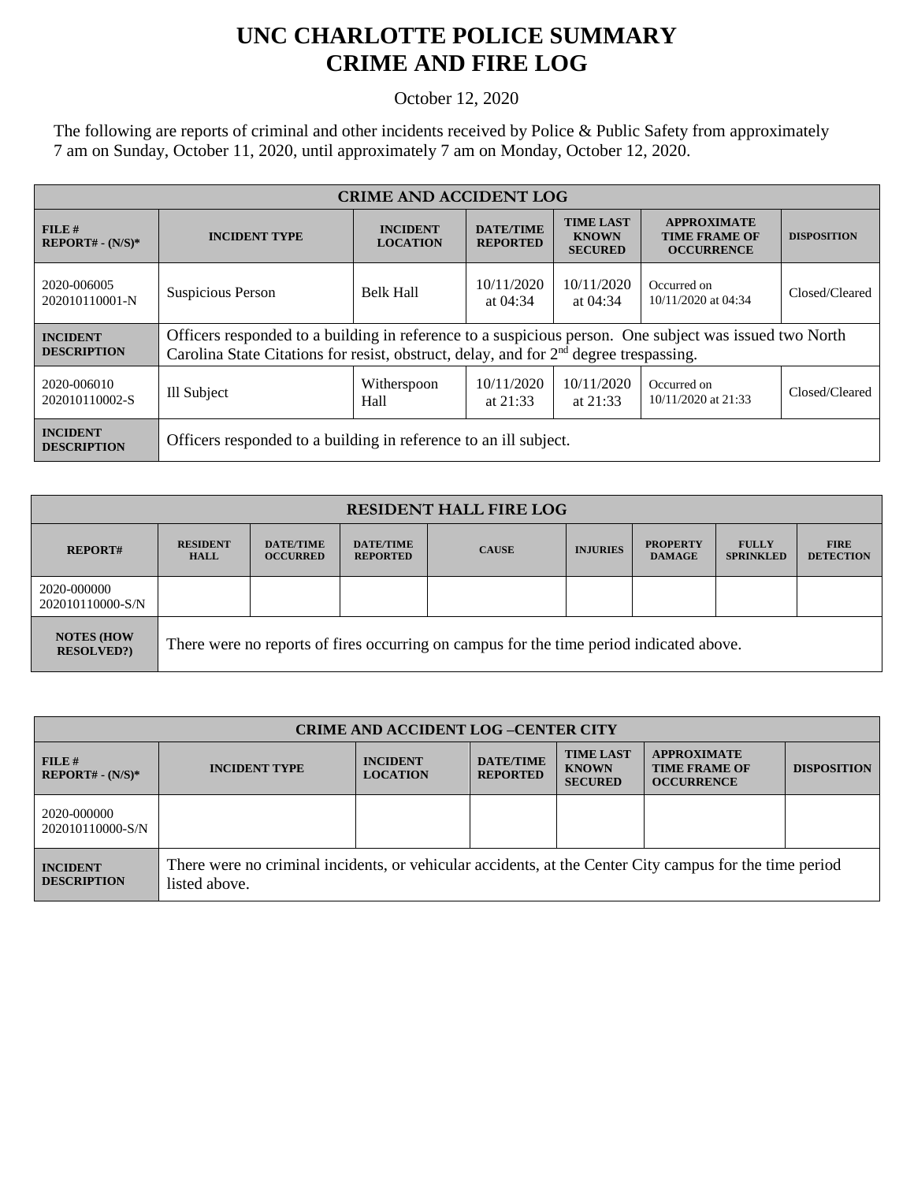# UNC CHARLOTTE POLICE SUMMARY
# CRIME AND FIRE LOG

October 12, 2020

The following are reports of criminal and other incidents received by Police & Public Safety from approximately 7 am on Sunday, October 11, 2020, until approximately 7 am on Monday, October 12, 2020.

| CRIME AND ACCIDENT LOG | | | | | | |
|---|---|---|---|---|---|---|
| **FILE # REPORT# - (N/S)*** | **INCIDENT TYPE** | **INCIDENT LOCATION** | **DATE/TIME REPORTED** | **TIME LAST KNOWN SECURED** | **APPROXIMATE TIME FRAME OF OCCURRENCE** | **DISPOSITION** |
| 2020-006005 202010110001-N | Suspicious Person | Belk Hall | 10/11/2020 at 04:34 | 10/11/2020 at 04:34 | Occurred on 10/11/2020 at 04:34 | Closed/Cleared |
| **INCIDENT DESCRIPTION** | Officers responded to a building in reference to a suspicious person. One subject was issued two North Carolina State Citations for resist, obstruct, delay, and for 2nd degree trespassing. | | | | | |
| 2020-006010 202010110002-S | Ill Subject | Witherspoon Hall | 10/11/2020 at 21:33 | 10/11/2020 at 21:33 | Occurred on 10/11/2020 at 21:33 | Closed/Cleared |
| **INCIDENT DESCRIPTION** | Officers responded to a building in reference to an ill subject. | | | | | |

| RESIDENT HALL FIRE LOG | | | | | | | | |
|---|---|---|---|---|---|---|---|---|
| **REPORT#** | **RESIDENT HALL** | **DATE/TIME OCCURRED** | **DATE/TIME REPORTED** | **CAUSE** | **INJURIES** | **PROPERTY DAMAGE** | **FULLY SPRINKLED** | **FIRE DETECTION** |
| 2020-000000 202010110000-S/N | | | | | | | | |
| **NOTES (HOW RESOLVED?)** | There were no reports of fires occurring on campus for the time period indicated above. | | | | | | | |

| CRIME AND ACCIDENT LOG –CENTER CITY | | | | | | |
|---|---|---|---|---|---|---|
| **FILE # REPORT# - (N/S)*** | **INCIDENT TYPE** | **INCIDENT LOCATION** | **DATE/TIME REPORTED** | **TIME LAST KNOWN SECURED** | **APPROXIMATE TIME FRAME OF OCCURRENCE** | **DISPOSITION** |
| 2020-000000 202010110000-S/N | | | | | | |
| **INCIDENT DESCRIPTION** | There were no criminal incidents, or vehicular accidents, at the Center City campus for the time period listed above. | | | | | |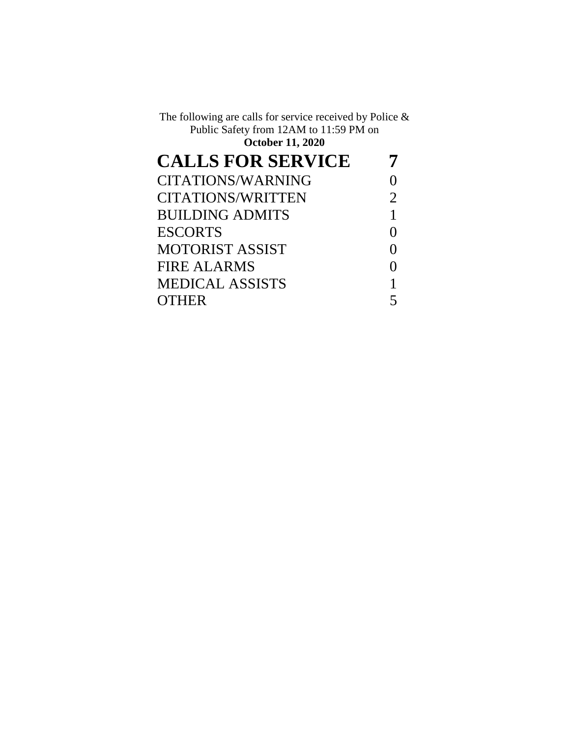The following are calls for service received by Police & Public Safety from 12AM to 11:59 PM on

**October 11, 2020**

| | |
|---|---|
| **CALLS FOR SERVICE** | **7** |
| CITATIONS/WARNING | 0 |
| CITATIONS/WRITTEN | 2 |
| BUILDING ADMITS | 1 |
| ESCORTS | 0 |
| MOTORIST ASSIST | 0 |
| FIRE ALARMS | 0 |
| MEDICAL ASSISTS | 1 |
| OTHER | 5 |